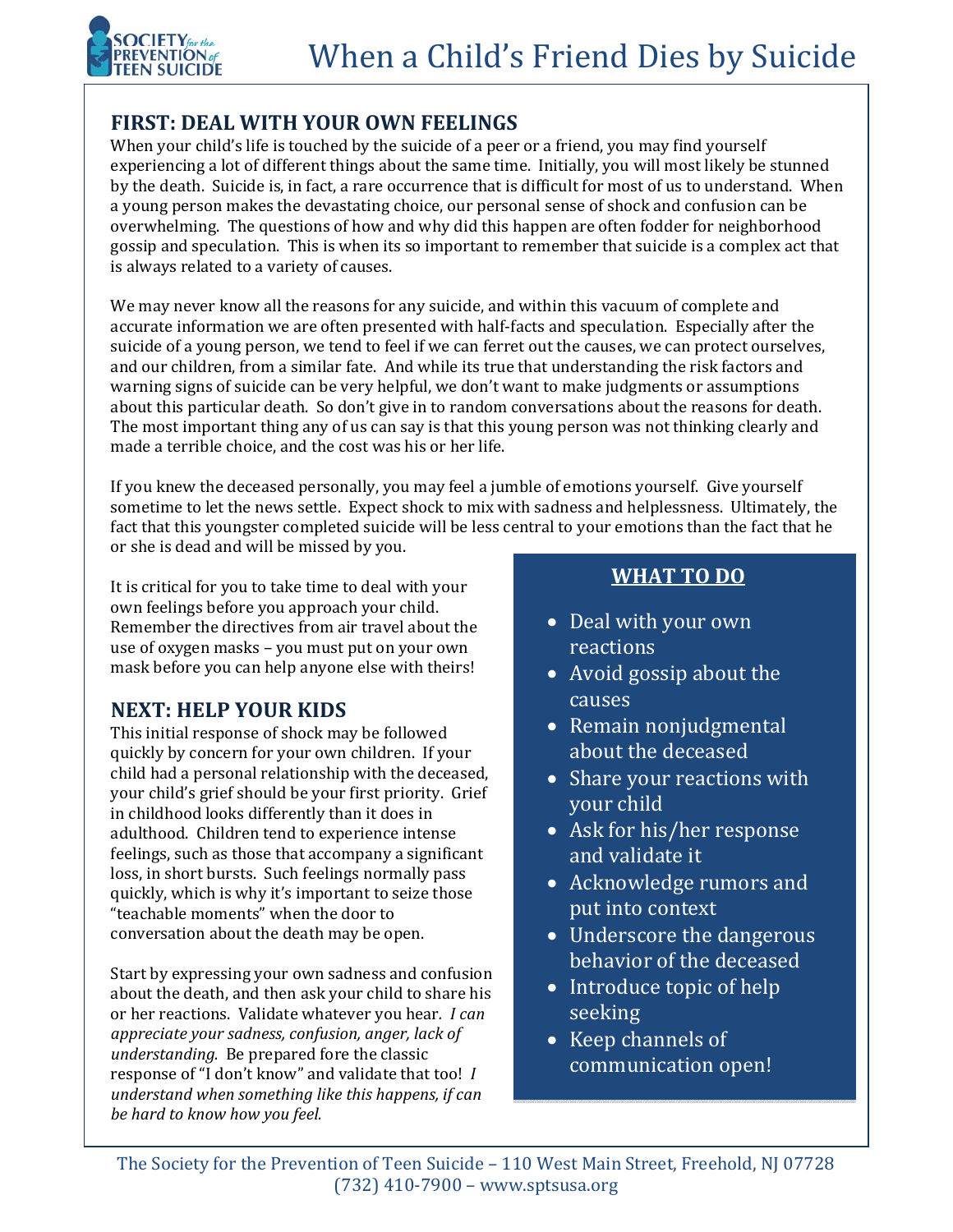# When a Child's Friend Dies by Suicide

## FIRST: DEAL WITH YOUR OWN FEELINGS

When your child's life is touched by the suicide of a peer or a friend, you may find yourself experiencing a lot of different things about the same time. Initially, you will most likely be stunned by the death. Suicide is, in fact, a rare occurrence that is difficult for most of us to understand. When a young person makes the devastating choice, our personal sense of shock and confusion can be overwhelming. The questions of how and why did this happen are often fodder for neighborhood gossip and speculation. This is when its so important to remember that suicide is a complex act that is always related to a variety of causes.

We may never know all the reasons for any suicide, and within this vacuum of complete and accurate information we are often presented with half-facts and speculation. Especially after the suicide of a young person, we tend to feel if we can ferret out the causes, we can protect ourselves, and our children, from a similar fate. And while its true that understanding the risk factors and warning signs of suicide can be very helpful, we don't want to make judgments or assumptions about this particular death. So don't give in to random conversations about the reasons for death. The most important thing any of us can say is that this young person was not thinking clearly and made a terrible choice, and the cost was his or her life.

If you knew the deceased personally, you may feel a jumble of emotions yourself. Give yourself sometime to let the news settle. Expect shock to mix with sadness and helplessness. Ultimately, the fact that this youngster completed suicide will be less central to your emotions than the fact that he or she is dead and will be missed by you.

It is critical for you to take time to deal with your own feelings before you approach your child. Remember the directives from air travel about the use of oxygen masks – you must put on your own mask before you can help anyone else with theirs!

## NEXT: HELP YOUR KIDS

This initial response of shock may be followed quickly by concern for your own children. If your child had a personal relationship with the deceased, your child's grief should be your first priority. Grief in childhood looks differently than it does in adulthood. Children tend to experience intense feelings, such as those that accompany a significant loss, in short bursts. Such feelings normally pass quickly, which is why it's important to seize those "teachable moments" when the door to conversation about the death may be open.

Start by expressing your own sadness and confusion about the death, and then ask your child to share his or her reactions. Validate whatever you hear. *I can appreciate your sadness, confusion, anger, lack of understanding.* Be prepared fore the classic response of "I don't know" and validate that too! *I understand when something like this happens, if can be hard to know how you feel.*

### WHAT TO DO

- Deal with your own reactions
- Avoid gossip about the causes
- Remain nonjudgmental about the deceased
- Share your reactions with your child
- Ask for his/her response and validate it
- Acknowledge rumors and put into context
- Underscore the dangerous behavior of the deceased
- Introduce topic of help seeking
- Keep channels of communication open!

The Society for the Prevention of Teen Suicide – 110 West Main Street, Freehold, NJ 07728
(732) 410-7900 – www.sptsusa.org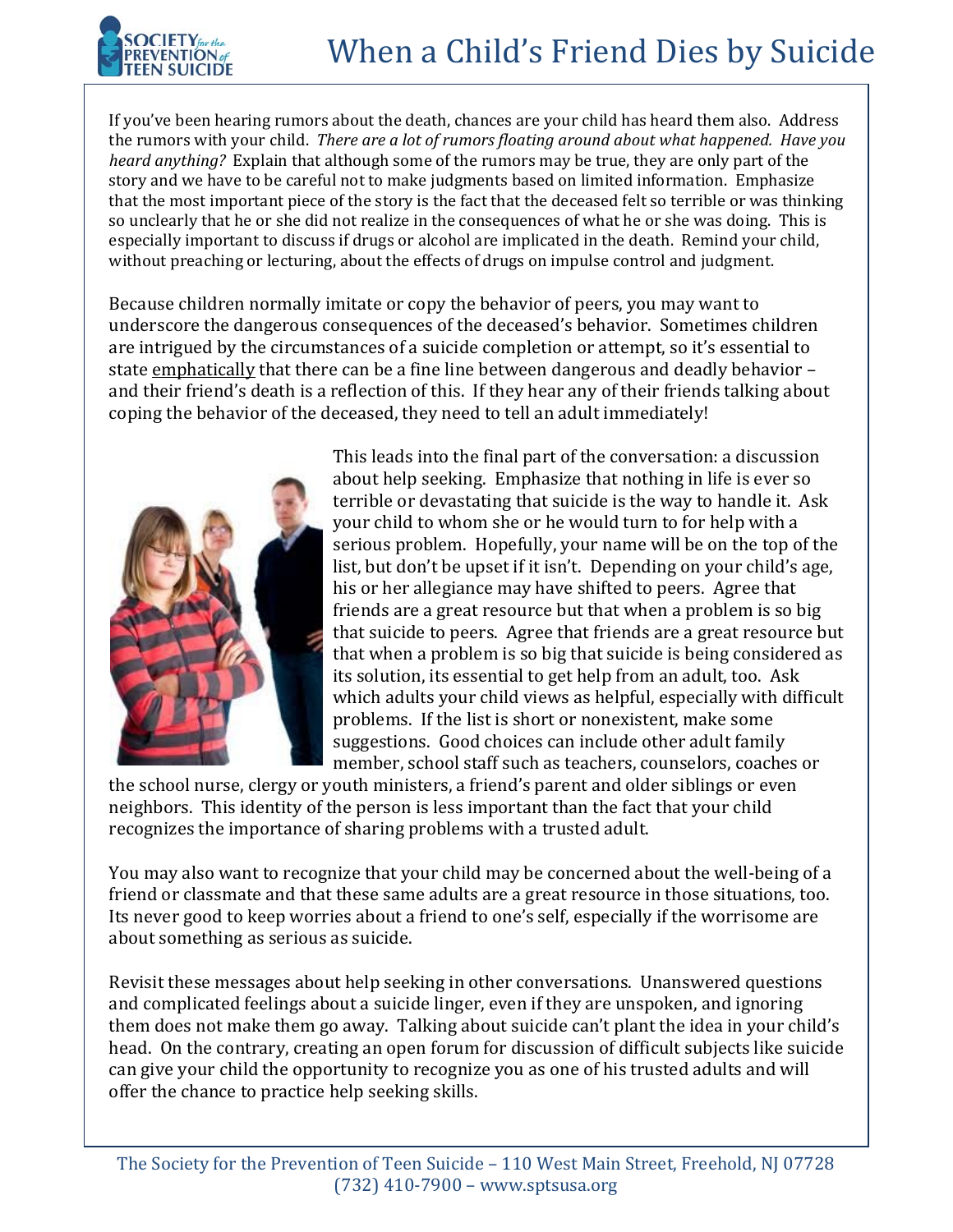# When a Child's Friend Dies by Suicide

If you've been hearing rumors about the death, chances are your child has heard them also. Address the rumors with your child. *There are a lot of rumors floating around about what happened. Have you heard anything?* Explain that although some of the rumors may be true, they are only part of the story and we have to be careful not to make judgments based on limited information. Emphasize that the most important piece of the story is the fact that the deceased felt so terrible or was thinking so unclearly that he or she did not realize in the consequences of what he or she was doing. This is especially important to discuss if drugs or alcohol are implicated in the death. Remind your child, without preaching or lecturing, about the effects of drugs on impulse control and judgment.

Because children normally imitate or copy the behavior of peers, you may want to underscore the dangerous consequences of the deceased's behavior. Sometimes children are intrigued by the circumstances of a suicide completion or attempt, so it's essential to state <u>emphatically</u> that there can be a fine line between dangerous and deadly behavior – and their friend's death is a reflection of this. If they hear any of their friends talking about coping the behavior of the deceased, they need to tell an adult immediately!

This leads into the final part of the conversation: a discussion about help seeking. Emphasize that nothing in life is ever so terrible or devastating that suicide is the way to handle it. Ask your child to whom she or he would turn to for help with a serious problem. Hopefully, your name will be on the top of the list, but don't be upset if it isn't. Depending on your child's age, his or her allegiance may have shifted to peers. Agree that friends are a great resource but that when a problem is so big that suicide to peers. Agree that friends are a great resource but that when a problem is so big that suicide is being considered as its solution, its essential to get help from an adult, too. Ask which adults your child views as helpful, especially with difficult problems. If the list is short or nonexistent, make some suggestions. Good choices can include other adult family member, school staff such as teachers, counselors, coaches or the school nurse, clergy or youth ministers, a friend's parent and older siblings or even neighbors. This identity of the person is less important than the fact that your child recognizes the importance of sharing problems with a trusted adult.

You may also want to recognize that your child may be concerned about the well-being of a friend or classmate and that these same adults are a great resource in those situations, too. Its never good to keep worries about a friend to one's self, especially if the worrisome are about something as serious as suicide.

Revisit these messages about help seeking in other conversations. Unanswered questions and complicated feelings about a suicide linger, even if they are unspoken, and ignoring them does not make them go away. Talking about suicide can't plant the idea in your child's head. On the contrary, creating an open forum for discussion of difficult subjects like suicide can give your child the opportunity to recognize you as one of his trusted adults and will offer the chance to practice help seeking skills.

The Society for the Prevention of Teen Suicide – 110 West Main Street, Freehold, NJ 07728
(732) 410-7900 – www.sptsusa.org